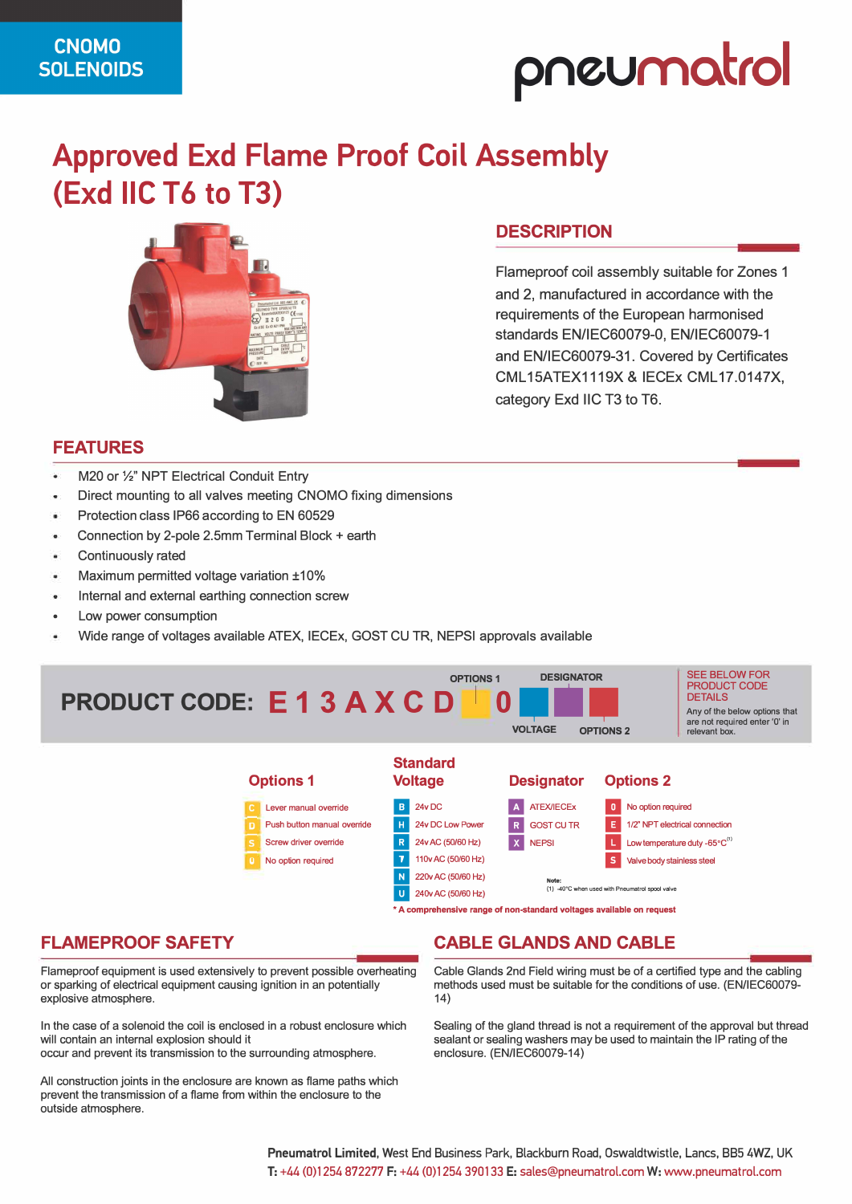CNOMO SOLENOIDS

pneumatrol

# Approved Exd Flame Proof Coil Assembly (Exd IIC T6 to T3)

## DESCRIPTION

Flameproof coil assembly suitable for Zones 1 and 2, manufactured in accordance with the requirements of the European harmonised standards EN/IEC60079-0, EN/IEC60079-1 and EN/IEC60079-31. Covered by Certificates CML15ATEX1119X & IECEx CML17.0147X, category Exd IIC T3 to T6.

## FEATURES

- M20 or ½" NPT Electrical Conduit Entry
- Direct mounting to all valves meeting CNOMO fixing dimensions
- Protection class IP66 according to EN 60529
- Connection by 2-pole 2.5mm Terminal Block + earth
- Continuously rated
- Maximum permitted voltage variation ±10%
- Internal and external earthing connection screw
- Low power consumption
- Wide range of voltages available ATEX, IECEx, GOST CU TR, NEPSI approvals available

## PRODUCT CODE: E 1 3 A X C D [OPTIONS 1] 0 [VOLTAGE] [DESIGNATOR] [OPTIONS 2]

SEE BELOW FOR PRODUCT CODE DETAILS

Any of the below options that are not required enter '0' in relevant box.

**Options 1**

| Code | Description |
|---|---|
| C | Lever manual override |
| D | Push button manual override |
| S | Screw driver override |
| 0 | No option required |

**Standard Voltage**

| Code | Description |
|---|---|
| B | 24v DC |
| H | 24v DC Low Power |
| R | 24v AC (50/60 Hz) |
| T | 110v AC (50/60 Hz) |
| N | 220v AC (50/60 Hz) |
| U | 240v AC (50/60 Hz) |

**Designator**

| Code | Description |
|---|---|
| A | ATEX/IECEx |
| R | GOST CU TR |
| X | NEPSI |

**Options 2**

| Code | Description |
|---|---|
| 0 | No option required |
| E | 1/2" NPT electrical connection |
| L | Low temperature duty -65°C[1] |
| S | Valve body stainless steel |

Note:
(1) -40°C when used with Pneumatrol spool valve

* A comprehensive range of non-standard voltages available on request

## FLAMEPROOF SAFETY

Flameproof equipment is used extensively to prevent possible overheating or sparking of electrical equipment causing ignition in an potentially explosive atmosphere.

In the case of a solenoid the coil is enclosed in a robust enclosure which will contain an internal explosion should it
occur and prevent its transmission to the surrounding atmosphere.

All construction joints in the enclosure are known as flame paths which prevent the transmission of a flame from within the enclosure to the outside atmosphere.

## CABLE GLANDS AND CABLE

Cable Glands 2nd Field wiring must be of a certified type and the cabling methods used must be suitable for the conditions of use. (EN/IEC60079-14)

Sealing of the gland thread is not a requirement of the approval but thread sealant or sealing washers may be used to maintain the IP rating of the enclosure. (EN/IEC60079-14)

**Pneumatrol Limited**, West End Business Park, Blackburn Road, Oswaldtwistle, Lancs, BB5 4WZ, UK
**T:** +44 (0)1254 872277 **F:** +44 (0)1254 390133 **E:** sales@pneumatrol.com **W:** www.pneumatrol.com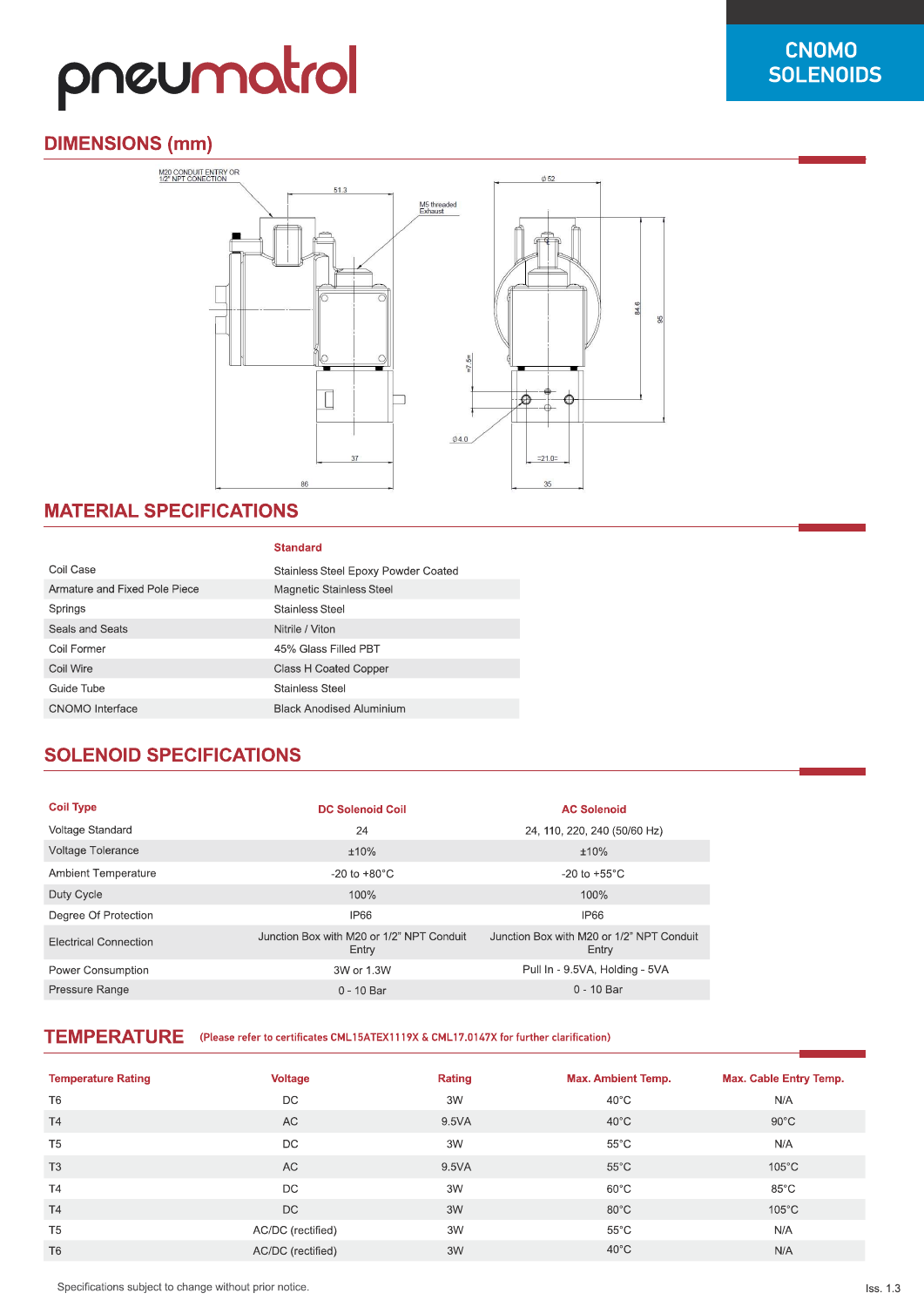pneumatrol

CNOMO SOLENOIDS

## DIMENSIONS (mm)

M20 CONDUIT ENTRY OR 1/2" NPT CONECTION

51.3

M5 threaded Exhaust

ϕ 52

84.6

95

≈7.5

ϕ 4.0

37

86

≈21.0

35

## MATERIAL SPECIFICATIONS

| | Standard |
|---|---|
| Coil Case | Stainless Steel Epoxy Powder Coated |
| Armature and Fixed Pole Piece | Magnetic Stainless Steel |
| Springs | Stainless Steel |
| Seals and Seats | Nitrile / Viton |
| Coil Former | 45% Glass Filled PBT |
| Coil Wire | Class H Coated Copper |
| Guide Tube | Stainless Steel |
| CNOMO Interface | Black Anodised Aluminium |

## SOLENOID SPECIFICATIONS

| Coil Type | DC Solenoid Coil | AC Solenoid |
|---|---|---|
| Voltage Standard | 24 | 24, 110, 220, 240 (50/60 Hz) |
| Voltage Tolerance | ±10% | ±10% |
| Ambient Temperature | -20 to +80°C | -20 to +55°C |
| Duty Cycle | 100% | 100% |
| Degree Of Protection | IP66 | IP66 |
| Electrical Connection | Junction Box with M20 or 1/2" NPT Conduit Entry | Junction Box with M20 or 1/2" NPT Conduit Entry |
| Power Consumption | 3W or 1.3W | Pull In - 9.5VA, Holding - 5VA |
| Pressure Range | 0 - 10 Bar | 0 - 10 Bar |

## TEMPERATURE

(Please refer to certificates CML15ATEX1119X & CML17.0147X for further clarification)

| Temperature Rating | Voltage | Rating | Max. Ambient Temp. | Max. Cable Entry Temp. |
|---|---|---|---|---|
| T6 | DC | 3W | 40°C | N/A |
| T4 | AC | 9.5VA | 40°C | 90°C |
| T5 | DC | 3W | 55°C | N/A |
| T3 | AC | 9.5VA | 55°C | 105°C |
| T4 | DC | 3W | 60°C | 85°C |
| T4 | DC | 3W | 80°C | 105°C |
| T5 | AC/DC (rectified) | 3W | 55°C | N/A |
| T6 | AC/DC (rectified) | 3W | 40°C | N/A |

Specifications subject to change without prior notice.

Iss. 1.3